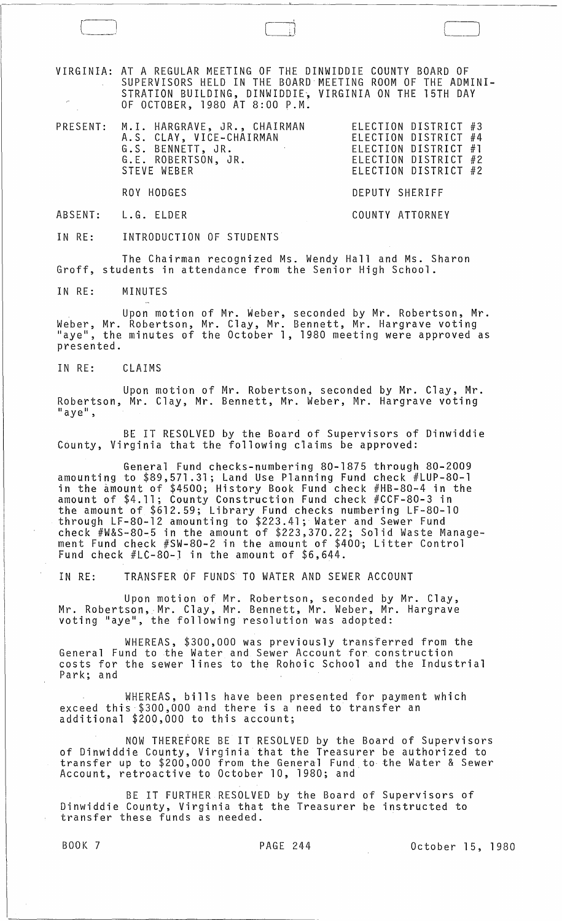VIRGINIA: AT A REGULAR MEETING OF THE DINWIDDIE COUNTY BOARD OF SUPERVISORS HELD IN THE BOARD MEETING ROOM OF THE ADMINISTRATION BUILDING, DINWIDDIE, VIRGINIA ON THE 15TH DAY OF OCTOBER, 1980 AT 8:00 P.M.

| | | |
|---|---|---|
| PRESENT: | M.I. HARGRAVE, JR., CHAIRMAN | ELECTION DISTRICT #3 |
| | A.S. CLAY, VICE-CHAIRMAN | ELECTION DISTRICT #4 |
| | G.S. BENNETT, JR. | ELECTION DISTRICT #1 |
| | G.E. ROBERTSON, JR. | ELECTION DISTRICT #2 |
| | STEVE WEBER | ELECTION DISTRICT #2 |
| | ROY HODGES | DEPUTY SHERIFF |
| ABSENT: | L.G. ELDER | COUNTY ATTORNEY |

IN RE: INTRODUCTION OF STUDENTS

The Chairman recognized Ms. Wendy Hall and Ms. Sharon Groff, students in attendance from the Senior High School.

IN RE: MINUTES

Upon motion of Mr. Weber, seconded by Mr. Robertson, Mr. Weber, Mr. Robertson, Mr. Clay, Mr. Bennett, Mr. Hargrave voting "aye", the minutes of the October 1, 1980 meeting were approved as presented.

IN RE: CLAIMS

Upon motion of Mr. Robertson, seconded by Mr. Clay, Mr. Robertson, Mr. Clay, Mr. Bennett, Mr. Weber, Mr. Hargrave voting "aye",

BE IT RESOLVED by the Board of Supervisors of Dinwiddie County, Virginia that the following claims be approved:

General Fund checks-numbering 80-1875 through 80-2009 amounting to $89,571.31; Land Use Planning Fund check #LUP-80-1 in the amount of $4500; History Book Fund check #HB-80-4 in the amount of $4.11; County Construction Fund check #CCF-80-3 in the amount of $612.59; Library Fund checks numbering LF-80-10 through LF-80-12 amounting to $223.41; Water and Sewer Fund check #W&S-80-5 in the amount of $223,370.22; Solid Waste Management Fund check #SW-80-2 in the amount of $400; Litter Control Fund check #LC-80-1 in the amount of $6,644.

IN RE: TRANSFER OF FUNDS TO WATER AND SEWER ACCOUNT

Upon motion of Mr. Robertson, seconded by Mr. Clay, Mr. Robertson, Mr. Clay, Mr. Bennett, Mr. Weber, Mr. Hargrave voting "aye", the following resolution was adopted:

WHEREAS, $300,000 was previously transferred from the General Fund to the Water and Sewer Account for construction costs for the sewer lines to the Rohoic School and the Industrial Park; and

WHEREAS, bills have been presented for payment which exceed this $300,000 and there is a need to transfer an additional $200,000 to this account;

NOW THEREFORE BE IT RESOLVED by the Board of Supervisors of Dinwiddie County, Virginia that the Treasurer be authorized to transfer up to $200,000 from the General Fund to the Water & Sewer Account, retroactive to October 10, 1980; and

BE IT FURTHER RESOLVED by the Board of Supervisors of Dinwiddie County, Virginia that the Treasurer be instructed to transfer these funds as needed.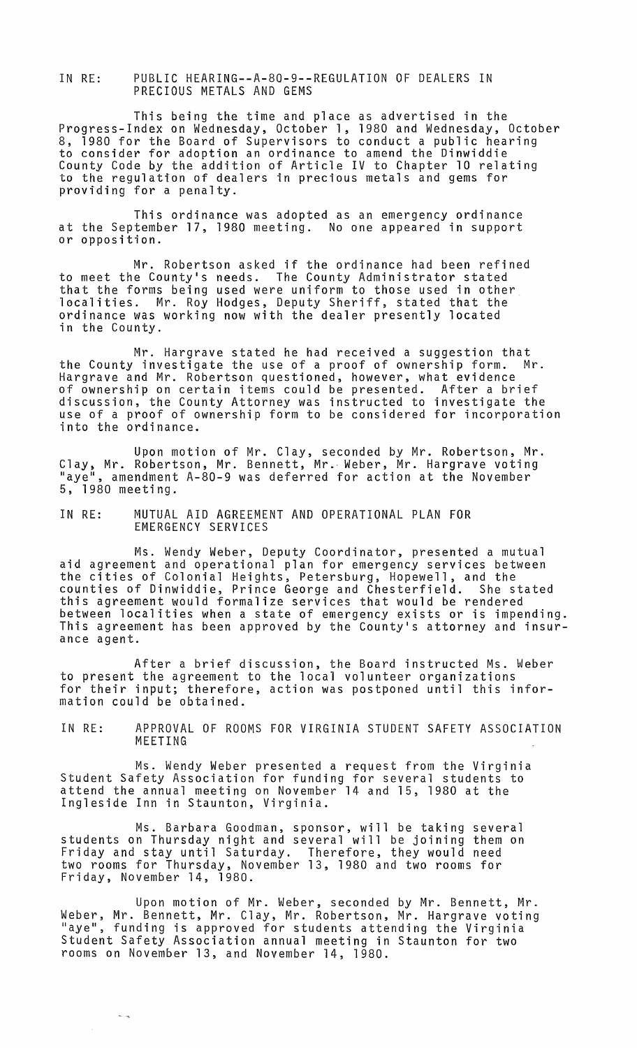IN RE: PUBLIC HEARING--A-80-9--REGULATION OF DEALERS IN PRECIOUS METALS AND GEMS

This being the time and place as advertised in the Progress-Index on Wednesday, October 1, 1980 and Wednesday, October 8, 1980 for the Board of Supervisors to conduct a public hearing to consider for adoption an ordinance to amend the Dinwiddie County Code by the addition of Article IV to Chapter 10 relating to the regulation of dealers in precious metals and gems for providing for a penalty.

This ordinance was adopted as an emergency ordinance at the September 17, 1980 meeting. No one appeared in support or opposition.

Mr. Robertson asked if the ordinance had been refined to meet the County's needs. The County Administrator stated that the forms being used were uniform to those used in other localities. Mr. Roy Hodges, Deputy Sheriff, stated that the ordinance was working now with the dealer presently located in the County.

Mr. Hargrave stated he had received a suggestion that the County investigate the use of a proof of ownership form. Mr. Hargrave and Mr. Robertson questioned, however, what evidence of ownership on certain items could be presented. After a brief discussion, the County Attorney was instructed to investigate the use of a proof of ownership form to be considered for incorporation into the ordinance.

Upon motion of Mr. Clay, seconded by Mr. Robertson, Mr. Clay, Mr. Robertson, Mr. Bennett, Mr. Weber, Mr. Hargrave voting "aye", amendment A-80-9 was deferred for action at the November 5, 1980 meeting.

IN RE: MUTUAL AID AGREEMENT AND OPERATIONAL PLAN FOR EMERGENCY SERVICES

Ms. Wendy Weber, Deputy Coordinator, presented a mutual aid agreement and operational plan for emergency services between the cities of Colonial Heights, Petersburg, Hopewell, and the counties of Dinwiddie, Prince George and Chesterfield. She stated this agreement would formalize services that would be rendered between localities when a state of emergency exists or is impending. This agreement has been approved by the County's attorney and insurance agent.

After a brief discussion, the Board instructed Ms. Weber to present the agreement to the local volunteer organizations for their input; therefore, action was postponed until this information could be obtained.

IN RE: APPROVAL OF ROOMS FOR VIRGINIA STUDENT SAFETY ASSOCIATION MEETING

Ms. Wendy Weber presented a request from the Virginia Student Safety Association for funding for several students to attend the annual meeting on November 14 and 15, 1980 at the Ingleside Inn in Staunton, Virginia.

Ms. Barbara Goodman, sponsor, will be taking several students on Thursday night and several will be joining them on Friday and stay until Saturday. Therefore, they would need two rooms for Thursday, November 13, 1980 and two rooms for Friday, November 14, 1980.

Upon motion of Mr. Weber, seconded by Mr. Bennett, Mr. Weber, Mr. Bennett, Mr. Clay, Mr. Robertson, Mr. Hargrave voting "aye", funding is approved for students attending the Virginia Student Safety Association annual meeting in Staunton for two rooms on November 13, and November 14, 1980.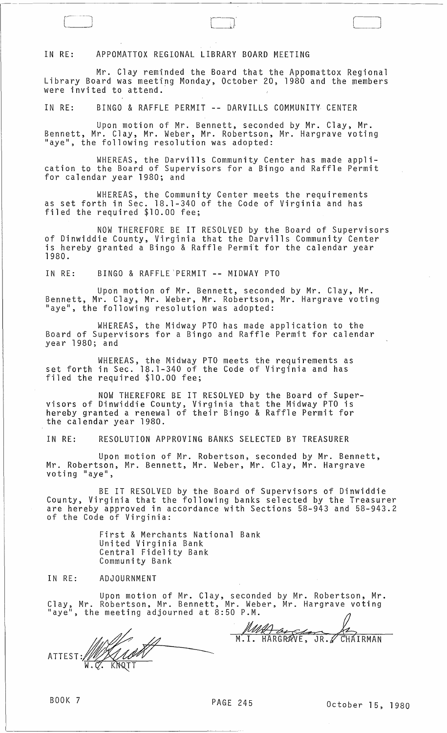IN RE: APPOMATTOX REGIONAL LIBRARY BOARD MEETING

Mr. Clay reminded the Board that the Appomattox Regional Library Board was meeting Monday, October 20, 1980 and the members were invited to attend.

IN RE: BINGO & RAFFLE PERMIT -- DARVILLS COMMUNITY CENTER

Upon motion of Mr. Bennett, seconded by Mr. Clay, Mr. Bennett, Mr. Clay, Mr. Weber, Mr. Robertson, Mr. Hargrave voting "aye", the following resolution was adopted:

WHEREAS, the Darvills Community Center has made application to the Board of Supervisors for a Bingo and Raffle Permit for calendar year 1980; and

WHEREAS, the Community Center meets the requirements as set forth in Sec. 18.1-340 of the Code of Virginia and has filed the required $10.00 fee;

NOW THEREFORE BE IT RESOLVED by the Board of Supervisors of Dinwiddie County, Virginia that the Darvills Community Center is hereby granted a Bingo & Raffle Permit for the calendar year 1980.

IN RE: BINGO & RAFFLE PERMIT -- MIDWAY PTO

Upon motion of Mr. Bennett, seconded by Mr. Clay, Mr. Bennett, Mr. Clay, Mr. Weber, Mr. Robertson, Mr. Hargrave voting "aye", the following resolution was adopted:

WHEREAS, the Midway PTO has made application to the Board of Supervisors for a Bingo and Raffle Permit for calendar year 1980; and

WHEREAS, the Midway PTO meets the requirements as set forth in Sec. 18.1-340 of the Code of Virginia and has filed the required $10.00 fee;

NOW THEREFORE BE IT RESOLVED by the Board of Supervisors of Dinwiddie County, Virginia that the Midway PTO is hereby granted a renewal of their Bingo & Raffle Permit for the calendar year 1980.

IN RE: RESOLUTION APPROVING BANKS SELECTED BY TREASURER

Upon motion of Mr. Robertson, seconded by Mr. Bennett, Mr. Robertson, Mr. Bennett, Mr. Weber, Mr. Clay, Mr. Hargrave voting "aye",

BE IT RESOLVED by the Board of Supervisors of Dinwiddie County, Virginia that the following banks selected by the Treasurer are hereby approved in accordance with Sections 58-943 and 58-943.2 of the Code of Virginia:

First & Merchants National Bank
United Virginia Bank
Central Fidelity Bank
Community Bank

IN RE: ADJOURNMENT

Upon motion of Mr. Clay, seconded by Mr. Robertson, Mr. Clay, Mr. Robertson, Mr. Bennett, Mr. Weber, Mr. Hargrave voting "aye", the meeting adjourned at 8:50 P.M.

M.I. HARGRAVE, JR., CHAIRMAN

ATTEST: W.C. KNOTT

BOOK 7 PAGE 245 October 15, 1980